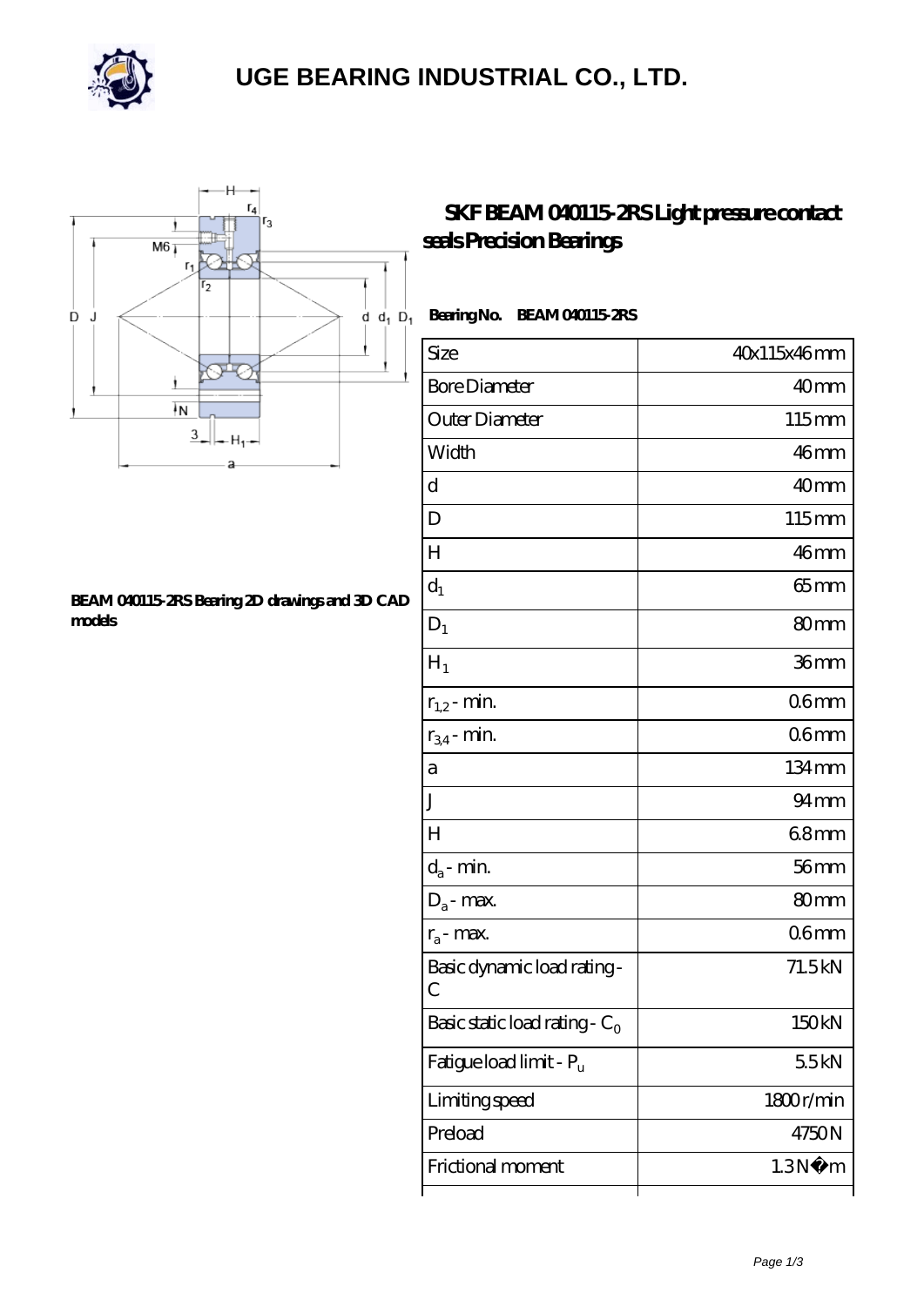# UGE BEARING INDUSTRIAL CO., LTD.

## SKF BEAM 040115-2RS Light pressure contact seals Precision Bearings

BEAM 040115-2RS Bearing 2D drawings and 3D CAD models

**Bearing No. BEAM 040115-2RS**

| | |
|---|---|
| Size | 40x115x46 mm |
| Bore Diameter | 40 mm |
| Outer Diameter | 115 mm |
| Width | 46 mm |
| d | 40 mm |
| D | 115 mm |
| H | 46 mm |
| $d_1$ | 65 mm |
| $D_1$ | 80 mm |
| $H_1$ | 36 mm |
| $r_{1,2}$ - min. | 0.6 mm |
| $r_{3,4}$ - min. | 0.6 mm |
| a | 134 mm |
| J | 94 mm |
| H | 6.8 mm |
| $d_a$ - min. | 56 mm |
| $D_a$ - max. | 80 mm |
| $r_a$ - max. | 0.6 mm |
| Basic dynamic load rating - C | 71.5 kN |
| Basic static load rating - $C_0$ | 150 kN |
| Fatigue load limit - $P_u$ | 5.5 kN |
| Limiting speed | 1800 r/min |
| Preload | 4750 N |
| Frictional moment | 1.3 N�m |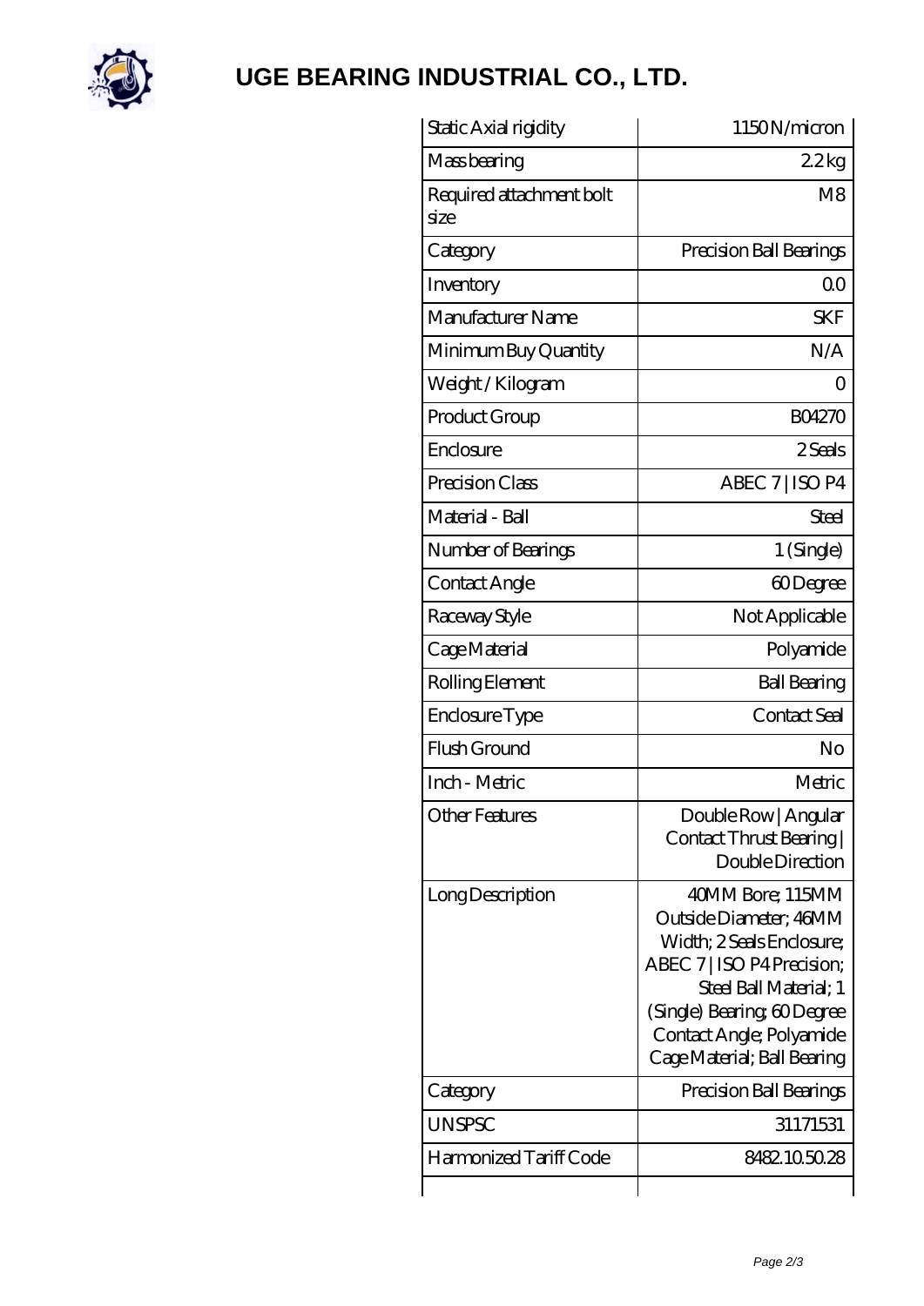# UGE BEARING INDUSTRIAL CO., LTD.

| | |
|---|---|
| Static Axial rigidity | 1150 N/micron |
| Mass bearing | 2.2 kg |
| Required attachment bolt size | M8 |
| Category | Precision Ball Bearings |
| Inventory | 0.0 |
| Manufacturer Name | SKF |
| Minimum Buy Quantity | N/A |
| Weight / Kilogram | 0 |
| Product Group | B04270 |
| Enclosure | 2 Seals |
| Precision Class | ABEC 7 \| ISO P4 |
| Material - Ball | Steel |
| Number of Bearings | 1 (Single) |
| Contact Angle | 60 Degree |
| Raceway Style | Not Applicable |
| Cage Material | Polyamide |
| Rolling Element | Ball Bearing |
| Enclosure Type | Contact Seal |
| Flush Ground | No |
| Inch - Metric | Metric |
| Other Features | Double Row \| Angular Contact Thrust Bearing \| Double Direction |
| Long Description | 40MM Bore; 115MM Outside Diameter; 46MM Width; 2 Seals Enclosure; ABEC 7 \| ISO P4 Precision; Steel Ball Material; 1 (Single) Bearing; 60 Degree Contact Angle; Polyamide Cage Material; Ball Bearing |
| Category | Precision Ball Bearings |
| UNSPSC | 31171531 |
| Harmonized Tariff Code | 8482.10.50.28 |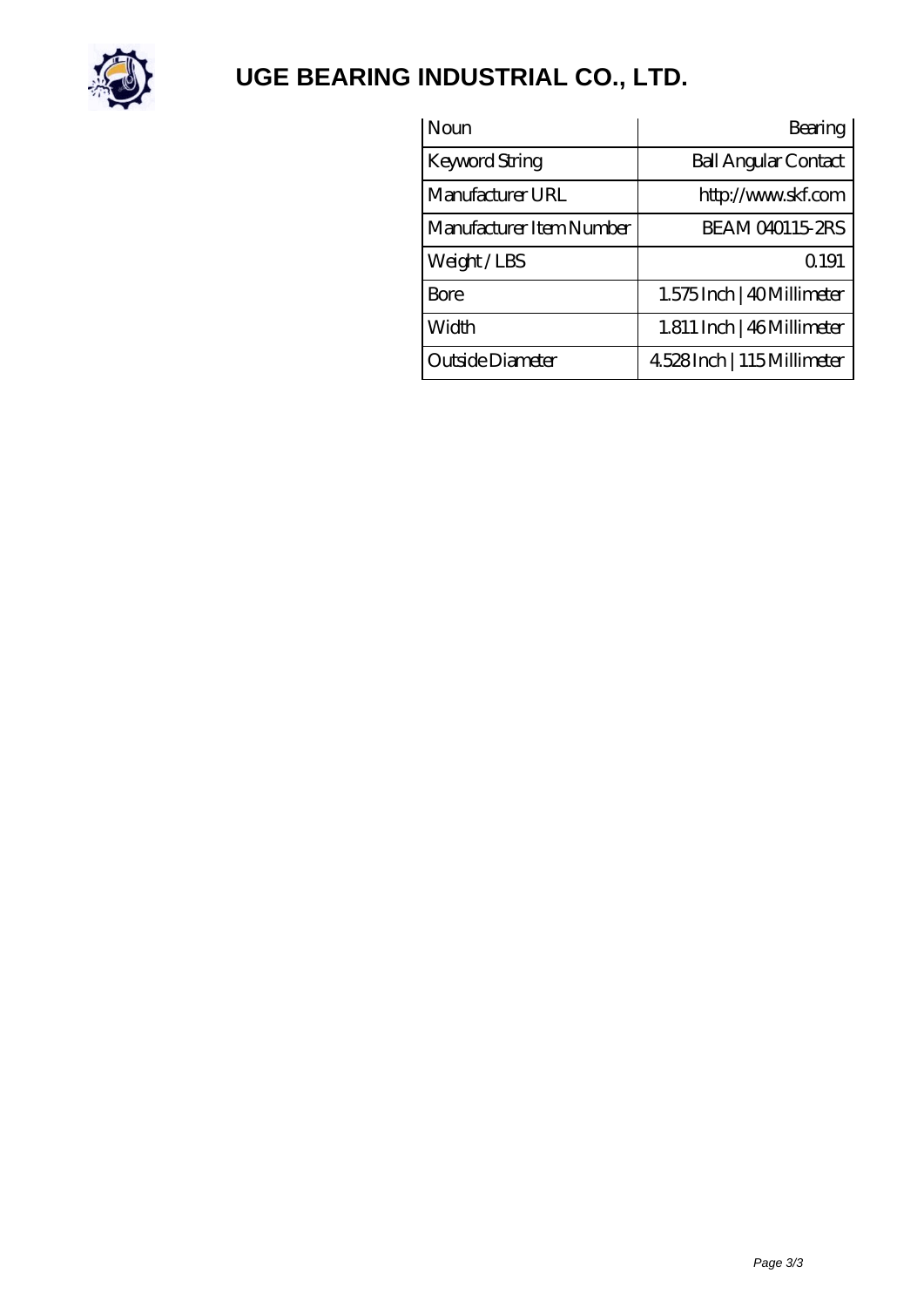# UGE BEARING INDUSTRIAL CO., LTD.

| | |
|---|---|
| Noun | Bearing |
| Keyword String | Ball Angular Contact |
| Manufacturer URL | http://www.skf.com |
| Manufacturer Item Number | BEAM 040115-2RS |
| Weight / LBS | 0.191 |
| Bore | 1.575 Inch \| 40 Millimeter |
| Width | 1.811 Inch \| 46 Millimeter |
| Outside Diameter | 4.528 Inch \| 115 Millimeter |